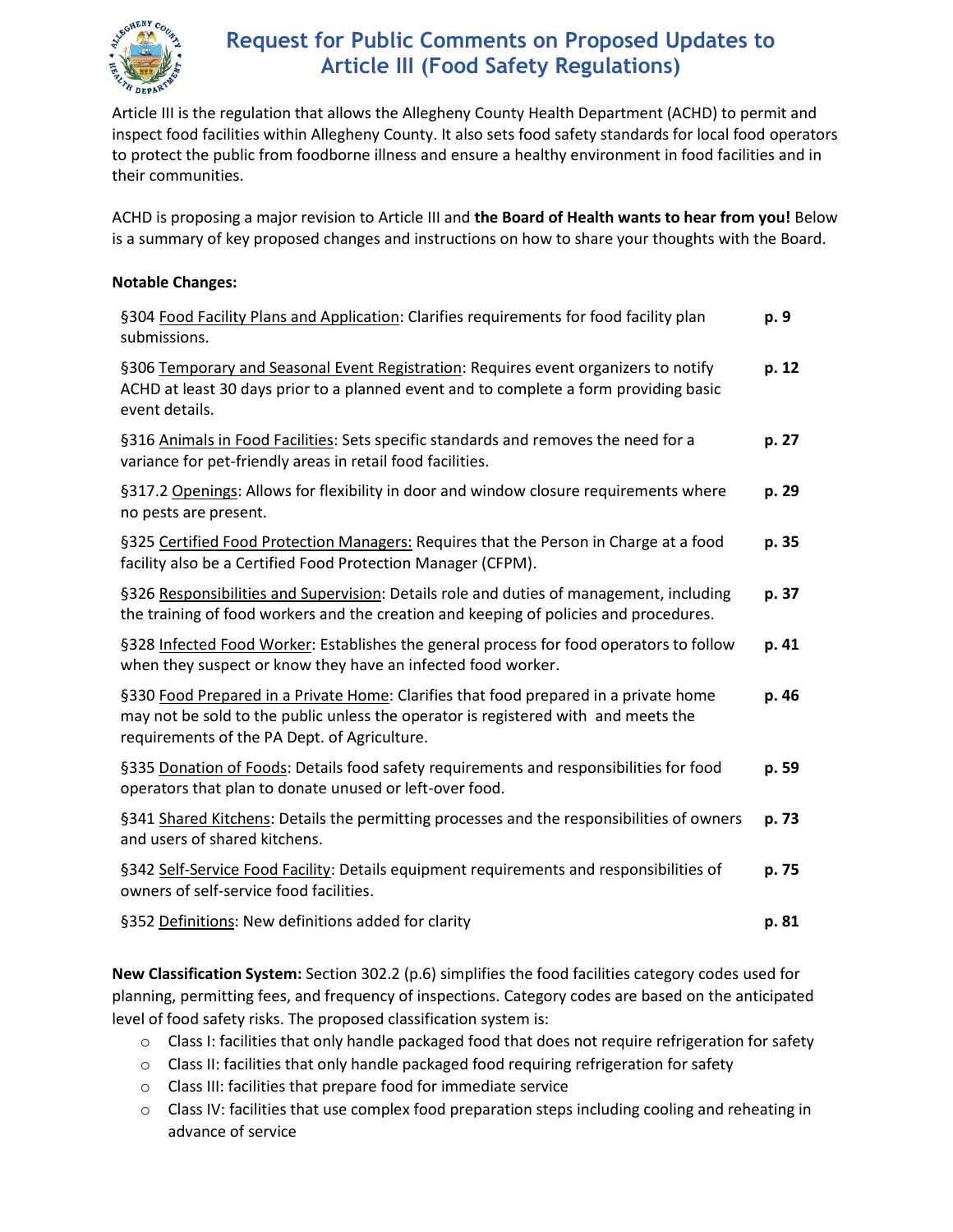# Request for Public Comments on Proposed Updates to Article III (Food Safety Regulations)

Article III is the regulation that allows the Allegheny County Health Department (ACHD) to permit and inspect food facilities within Allegheny County. It also sets food safety standards for local food operators to protect the public from foodborne illness and ensure a healthy environment in food facilities and in their communities.

ACHD is proposing a major revision to Article III and **the Board of Health wants to hear from you!** Below is a summary of key proposed changes and instructions on how to share your thoughts with the Board.

**Notable Changes:**

| | |
|---|---|
| §304 Food Facility Plans and Application: Clarifies requirements for food facility plan submissions. | **p. 9** |
| §306 Temporary and Seasonal Event Registration: Requires event organizers to notify ACHD at least 30 days prior to a planned event and to complete a form providing basic event details. | **p. 12** |
| §316 Animals in Food Facilities: Sets specific standards and removes the need for a variance for pet-friendly areas in retail food facilities. | **p. 27** |
| §317.2 Openings: Allows for flexibility in door and window closure requirements where no pests are present. | **p. 29** |
| §325 Certified Food Protection Managers: Requires that the Person in Charge at a food facility also be a Certified Food Protection Manager (CFPM). | **p. 35** |
| §326 Responsibilities and Supervision: Details role and duties of management, including the training of food workers and the creation and keeping of policies and procedures. | **p. 37** |
| §328 Infected Food Worker: Establishes the general process for food operators to follow when they suspect or know they have an infected food worker. | **p. 41** |
| §330 Food Prepared in a Private Home: Clarifies that food prepared in a private home may not be sold to the public unless the operator is registered with and meets the requirements of the PA Dept. of Agriculture. | **p. 46** |
| §335 Donation of Foods: Details food safety requirements and responsibilities for food operators that plan to donate unused or left-over food. | **p. 59** |
| §341 Shared Kitchens: Details the permitting processes and the responsibilities of owners and users of shared kitchens. | **p. 73** |
| §342 Self-Service Food Facility: Details equipment requirements and responsibilities of owners of self-service food facilities. | **p. 75** |
| §352 Definitions: New definitions added for clarity | **p. 81** |

**New Classification System:** Section 302.2 (p.6) simplifies the food facilities category codes used for planning, permitting fees, and frequency of inspections. Category codes are based on the anticipated level of food safety risks. The proposed classification system is:

- Class I: facilities that only handle packaged food that does not require refrigeration for safety
- Class II: facilities that only handle packaged food requiring refrigeration for safety
- Class III: facilities that prepare food for immediate service
- Class IV: facilities that use complex food preparation steps including cooling and reheating in advance of service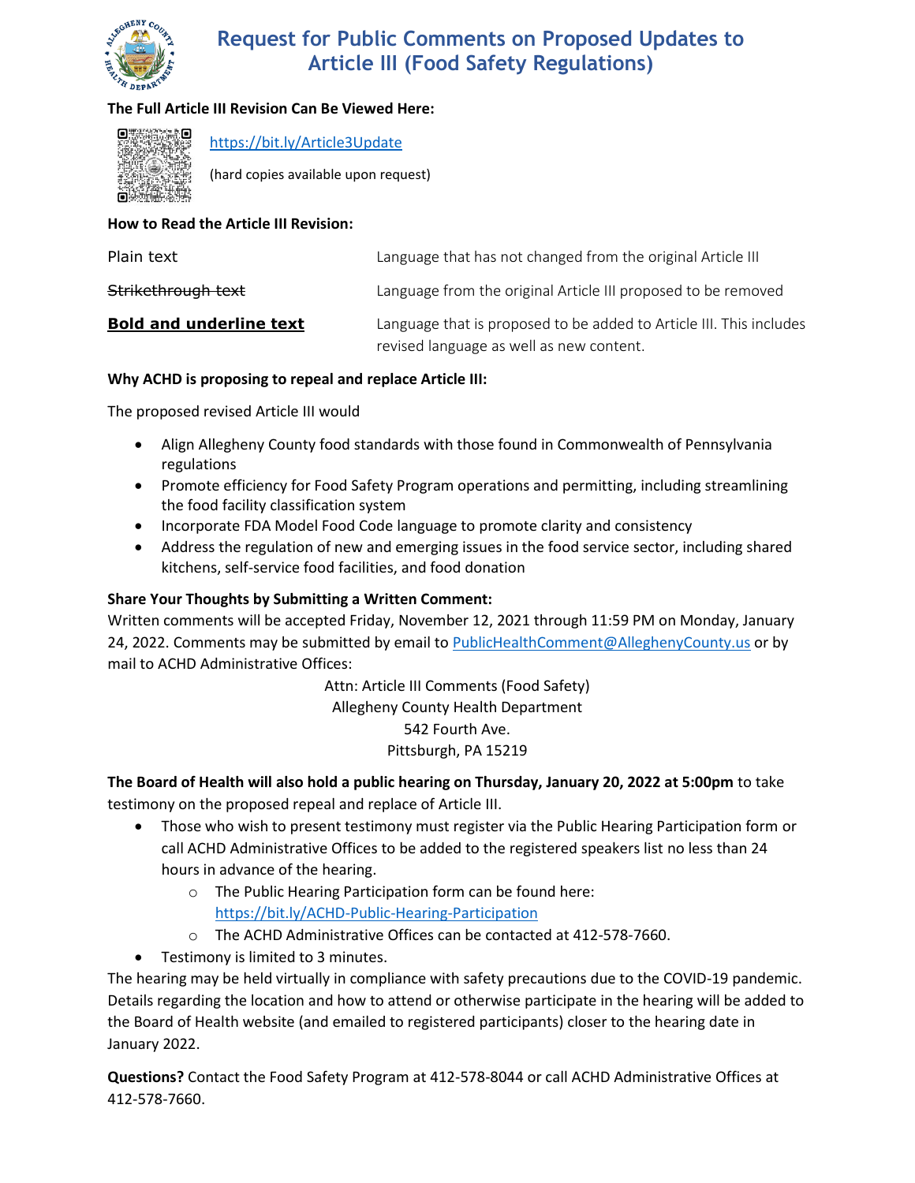# Request for Public Comments on Proposed Updates to Article III (Food Safety Regulations)

**The Full Article III Revision Can Be Viewed Here:**

https://bit.ly/Article3Update

(hard copies available upon request)

**How to Read the Article III Revision:**

| | |
|---|---|
| Plain text | Language that has not changed from the original Article III |
| ~~Strikethrough text~~ | Language from the original Article III proposed to be removed |
| **<u>Bold and underline text</u>** | Language that is proposed to be added to Article III. This includes revised language as well as new content. |

**Why ACHD is proposing to repeal and replace Article III:**

The proposed revised Article III would

- Align Allegheny County food standards with those found in Commonwealth of Pennsylvania regulations
- Promote efficiency for Food Safety Program operations and permitting, including streamlining the food facility classification system
- Incorporate FDA Model Food Code language to promote clarity and consistency
- Address the regulation of new and emerging issues in the food service sector, including shared kitchens, self-service food facilities, and food donation

**Share Your Thoughts by Submitting a Written Comment:**
Written comments will be accepted Friday, November 12, 2021 through 11:59 PM on Monday, January 24, 2022. Comments may be submitted by email to PublicHealthComment@AlleghenyCounty.us or by mail to ACHD Administrative Offices:

Attn: Article III Comments (Food Safety)
Allegheny County Health Department
542 Fourth Ave.
Pittsburgh, PA 15219

**The Board of Health will also hold a public hearing on Thursday, January 20, 2022 at 5:00pm** to take testimony on the proposed repeal and replace of Article III.

- Those who wish to present testimony must register via the Public Hearing Participation form or call ACHD Administrative Offices to be added to the registered speakers list no less than 24 hours in advance of the hearing.
  - The Public Hearing Participation form can be found here: https://bit.ly/ACHD-Public-Hearing-Participation
  - The ACHD Administrative Offices can be contacted at 412-578-7660.
- Testimony is limited to 3 minutes.

The hearing may be held virtually in compliance with safety precautions due to the COVID-19 pandemic. Details regarding the location and how to attend or otherwise participate in the hearing will be added to the Board of Health website (and emailed to registered participants) closer to the hearing date in January 2022.

**Questions?** Contact the Food Safety Program at 412-578-8044 or call ACHD Administrative Offices at 412-578-7660.